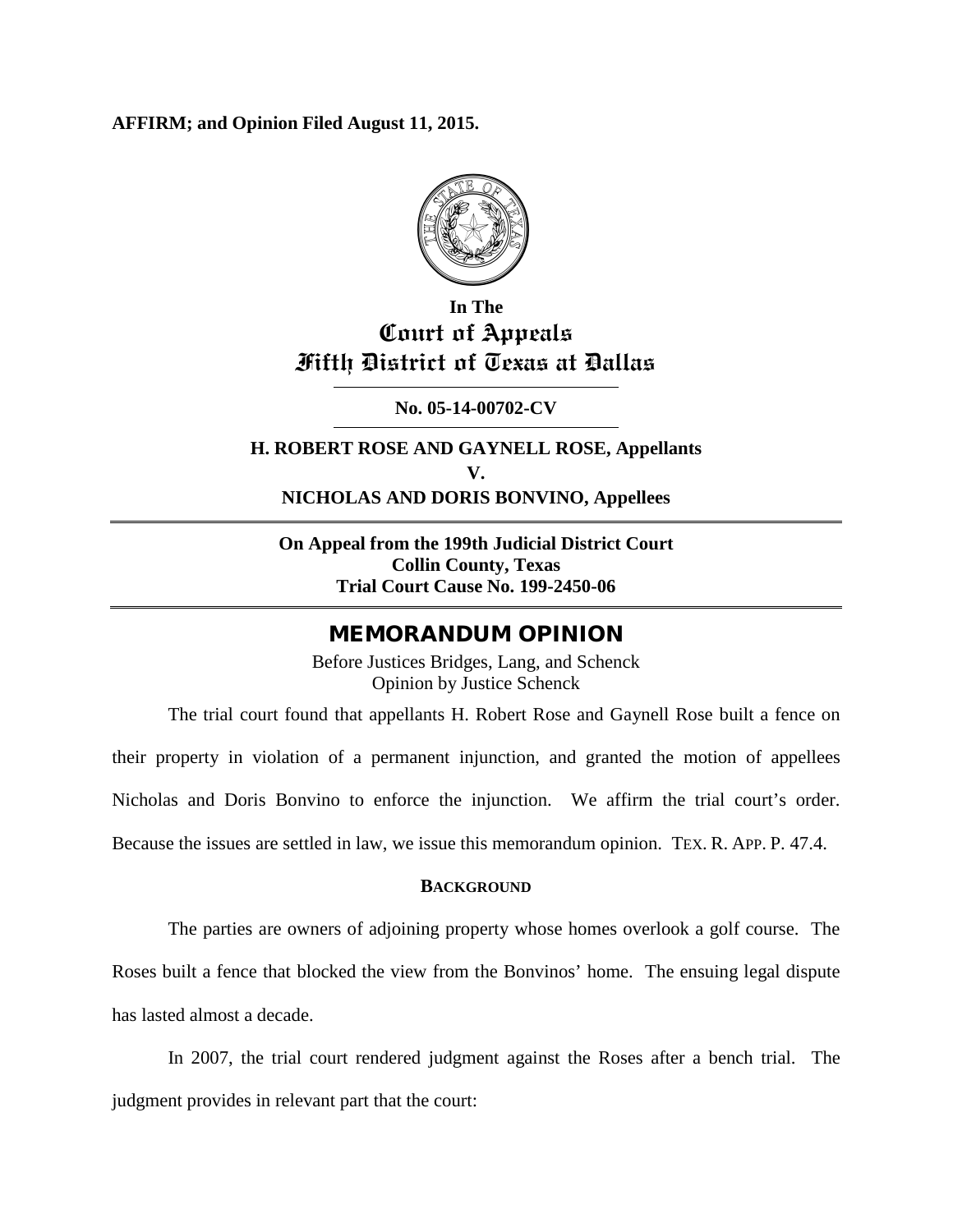**AFFIRM; and Opinion Filed August 11, 2015.**

**In The**
# Court of Appeals
# Fifth District of Texas at Dallas

**No. 05-14-00702-CV**

**H. ROBERT ROSE AND GAYNELL ROSE, Appellants**
**V.**
**NICHOLAS AND DORIS BONVINO, Appellees**

**On Appeal from the 199th Judicial District Court**
**Collin County, Texas**
**Trial Court Cause No. 199-2450-06**

## MEMORANDUM OPINION

Before Justices Bridges, Lang, and Schenck
Opinion by Justice Schenck

The trial court found that appellants H. Robert Rose and Gaynell Rose built a fence on their property in violation of a permanent injunction, and granted the motion of appellees Nicholas and Doris Bonvino to enforce the injunction. We affirm the trial court's order. Because the issues are settled in law, we issue this memorandum opinion. TEX. R. APP. P. 47.4.

### BACKGROUND

The parties are owners of adjoining property whose homes overlook a golf course. The Roses built a fence that blocked the view from the Bonvinos' home. The ensuing legal dispute has lasted almost a decade.

In 2007, the trial court rendered judgment against the Roses after a bench trial. The judgment provides in relevant part that the court: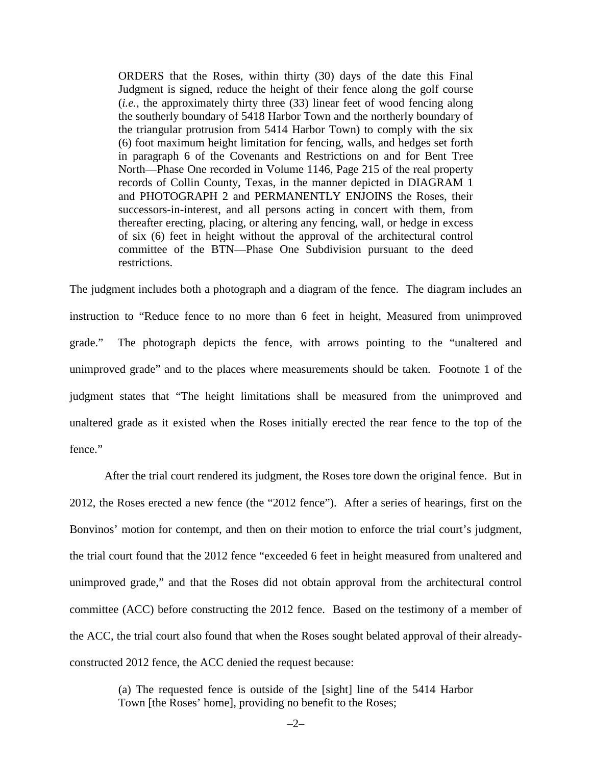> ORDERS that the Roses, within thirty (30) days of the date this Final Judgment is signed, reduce the height of their fence along the golf course (*i.e.*, the approximately thirty three (33) linear feet of wood fencing along the southerly boundary of 5418 Harbor Town and the northerly boundary of the triangular protrusion from 5414 Harbor Town) to comply with the six (6) foot maximum height limitation for fencing, walls, and hedges set forth in paragraph 6 of the Covenants and Restrictions on and for Bent Tree North—Phase One recorded in Volume 1146, Page 215 of the real property records of Collin County, Texas, in the manner depicted in DIAGRAM 1 and PHOTOGRAPH 2 and PERMANENTLY ENJOINS the Roses, their successors-in-interest, and all persons acting in concert with them, from thereafter erecting, placing, or altering any fencing, wall, or hedge in excess of six (6) feet in height without the approval of the architectural control committee of the BTN—Phase One Subdivision pursuant to the deed restrictions.

The judgment includes both a photograph and a diagram of the fence. The diagram includes an instruction to "Reduce fence to no more than 6 feet in height, Measured from unimproved grade." The photograph depicts the fence, with arrows pointing to the "unaltered and unimproved grade" and to the places where measurements should be taken. Footnote 1 of the judgment states that "The height limitations shall be measured from the unimproved and unaltered grade as it existed when the Roses initially erected the rear fence to the top of the fence."

After the trial court rendered its judgment, the Roses tore down the original fence. But in 2012, the Roses erected a new fence (the "2012 fence"). After a series of hearings, first on the Bonvinos' motion for contempt, and then on their motion to enforce the trial court's judgment, the trial court found that the 2012 fence "exceeded 6 feet in height measured from unaltered and unimproved grade," and that the Roses did not obtain approval from the architectural control committee (ACC) before constructing the 2012 fence. Based on the testimony of a member of the ACC, the trial court also found that when the Roses sought belated approval of their already-constructed 2012 fence, the ACC denied the request because:

> (a) The requested fence is outside of the [sight] line of the 5414 Harbor Town [the Roses' home], providing no benefit to the Roses;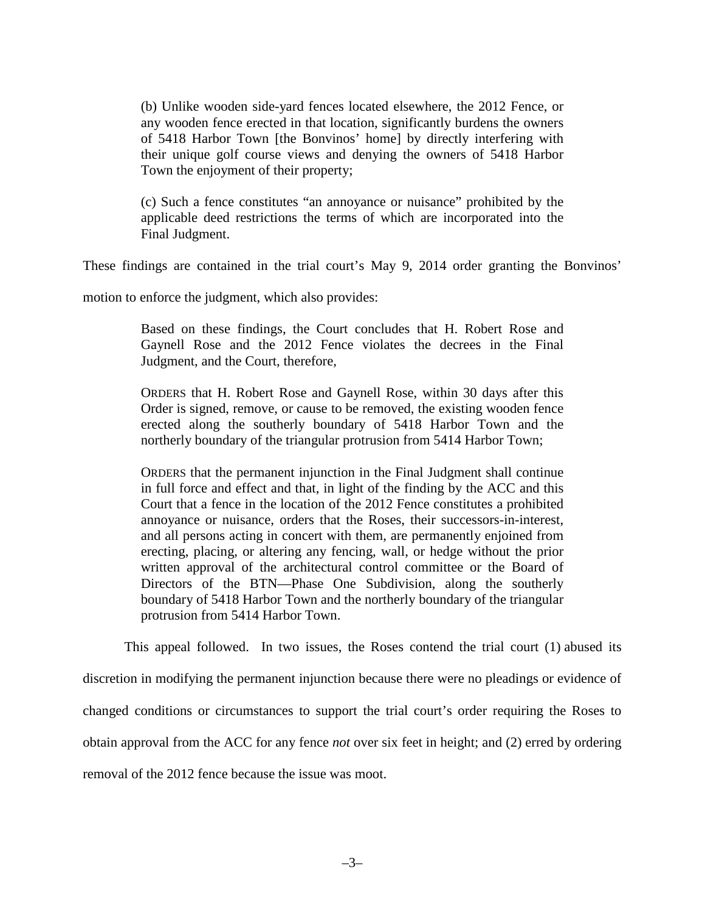> (b) Unlike wooden side-yard fences located elsewhere, the 2012 Fence, or any wooden fence erected in that location, significantly burdens the owners of 5418 Harbor Town [the Bonvinos' home] by directly interfering with their unique golf course views and denying the owners of 5418 Harbor Town the enjoyment of their property;
>
> (c) Such a fence constitutes "an annoyance or nuisance" prohibited by the applicable deed restrictions the terms of which are incorporated into the Final Judgment.

These findings are contained in the trial court's May 9, 2014 order granting the Bonvinos' motion to enforce the judgment, which also provides:

> Based on these findings, the Court concludes that H. Robert Rose and Gaynell Rose and the 2012 Fence violates the decrees in the Final Judgment, and the Court, therefore,
>
> ORDERS that H. Robert Rose and Gaynell Rose, within 30 days after this Order is signed, remove, or cause to be removed, the existing wooden fence erected along the southerly boundary of 5418 Harbor Town and the northerly boundary of the triangular protrusion from 5414 Harbor Town;
>
> ORDERS that the permanent injunction in the Final Judgment shall continue in full force and effect and that, in light of the finding by the ACC and this Court that a fence in the location of the 2012 Fence constitutes a prohibited annoyance or nuisance, orders that the Roses, their successors-in-interest, and all persons acting in concert with them, are permanently enjoined from erecting, placing, or altering any fencing, wall, or hedge without the prior written approval of the architectural control committee or the Board of Directors of the BTN—Phase One Subdivision, along the southerly boundary of 5418 Harbor Town and the northerly boundary of the triangular protrusion from 5414 Harbor Town.

This appeal followed. In two issues, the Roses contend the trial court (1) abused its discretion in modifying the permanent injunction because there were no pleadings or evidence of changed conditions or circumstances to support the trial court's order requiring the Roses to obtain approval from the ACC for any fence *not* over six feet in height; and (2) erred by ordering removal of the 2012 fence because the issue was moot.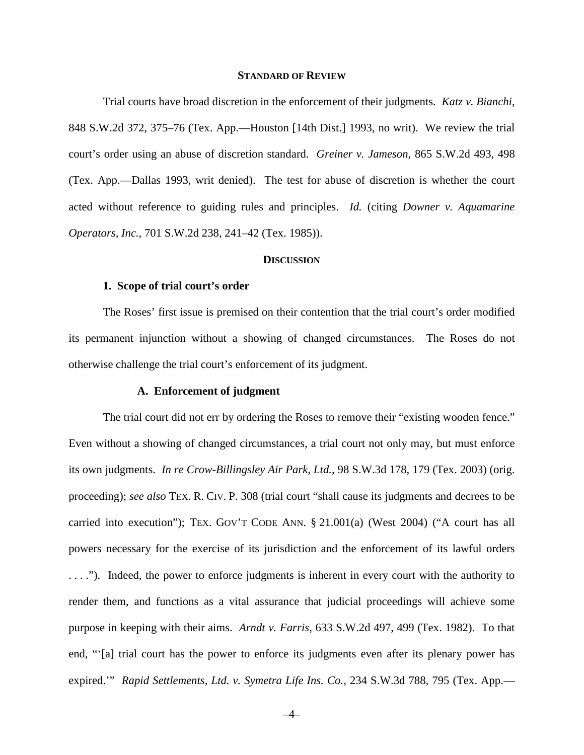## STANDARD OF REVIEW

Trial courts have broad discretion in the enforcement of their judgments. *Katz v. Bianchi*, 848 S.W.2d 372, 375–76 (Tex. App.—Houston [14th Dist.] 1993, no writ). We review the trial court's order using an abuse of discretion standard. *Greiner v. Jameson*, 865 S.W.2d 493, 498 (Tex. App.—Dallas 1993, writ denied). The test for abuse of discretion is whether the court acted without reference to guiding rules and principles. *Id.* (citing *Downer v. Aquamarine Operators, Inc.*, 701 S.W.2d 238, 241–42 (Tex. 1985)).

## DISCUSSION

### 1. Scope of trial court's order

The Roses' first issue is premised on their contention that the trial court's order modified its permanent injunction without a showing of changed circumstances. The Roses do not otherwise challenge the trial court's enforcement of its judgment.

#### A. Enforcement of judgment

The trial court did not err by ordering the Roses to remove their "existing wooden fence." Even without a showing of changed circumstances, a trial court not only may, but must enforce its own judgments. *In re Crow-Billingsley Air Park, Ltd.*, 98 S.W.3d 178, 179 (Tex. 2003) (orig. proceeding); *see also* TEX. R. CIV. P. 308 (trial court "shall cause its judgments and decrees to be carried into execution"); TEX. GOV'T CODE ANN. § 21.001(a) (West 2004) ("A court has all powers necessary for the exercise of its jurisdiction and the enforcement of its lawful orders . . . ."). Indeed, the power to enforce judgments is inherent in every court with the authority to render them, and functions as a vital assurance that judicial proceedings will achieve some purpose in keeping with their aims. *Arndt v. Farris*, 633 S.W.2d 497, 499 (Tex. 1982). To that end, "'[a] trial court has the power to enforce its judgments even after its plenary power has expired.'" *Rapid Settlements, Ltd. v. Symetra Life Ins. Co.*, 234 S.W.3d 788, 795 (Tex. App.—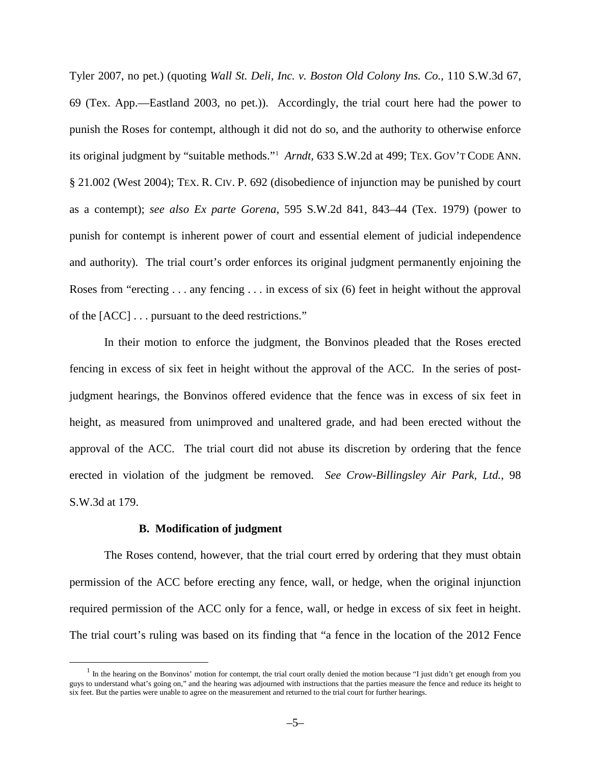Tyler 2007, no pet.) (quoting *Wall St. Deli, Inc. v. Boston Old Colony Ins. Co.*, 110 S.W.3d 67, 69 (Tex. App.—Eastland 2003, no pet.)). Accordingly, the trial court here had the power to punish the Roses for contempt, although it did not do so, and the authority to otherwise enforce its original judgment by "suitable methods."[1] *Arndt*, 633 S.W.2d at 499; TEX. GOV'T CODE ANN. § 21.002 (West 2004); TEX. R. CIV. P. 692 (disobedience of injunction may be punished by court as a contempt); *see also Ex parte Gorena*, 595 S.W.2d 841, 843–44 (Tex. 1979) (power to punish for contempt is inherent power of court and essential element of judicial independence and authority). The trial court's order enforces its original judgment permanently enjoining the Roses from "erecting . . . any fencing . . . in excess of six (6) feet in height without the approval of the [ACC] . . . pursuant to the deed restrictions."

In their motion to enforce the judgment, the Bonvinos pleaded that the Roses erected fencing in excess of six feet in height without the approval of the ACC. In the series of post-judgment hearings, the Bonvinos offered evidence that the fence was in excess of six feet in height, as measured from unimproved and unaltered grade, and had been erected without the approval of the ACC. The trial court did not abuse its discretion by ordering that the fence erected in violation of the judgment be removed. *See Crow-Billingsley Air Park, Ltd.*, 98 S.W.3d at 179.

**B. Modification of judgment**

The Roses contend, however, that the trial court erred by ordering that they must obtain permission of the ACC before erecting any fence, wall, or hedge, when the original injunction required permission of the ACC only for a fence, wall, or hedge in excess of six feet in height. The trial court's ruling was based on its finding that "a fence in the location of the 2012 Fence

---

[1] In the hearing on the Bonvinos' motion for contempt, the trial court orally denied the motion because "I just didn't get enough from you guys to understand what's going on," and the hearing was adjourned with instructions that the parties measure the fence and reduce its height to six feet. But the parties were unable to agree on the measurement and returned to the trial court for further hearings.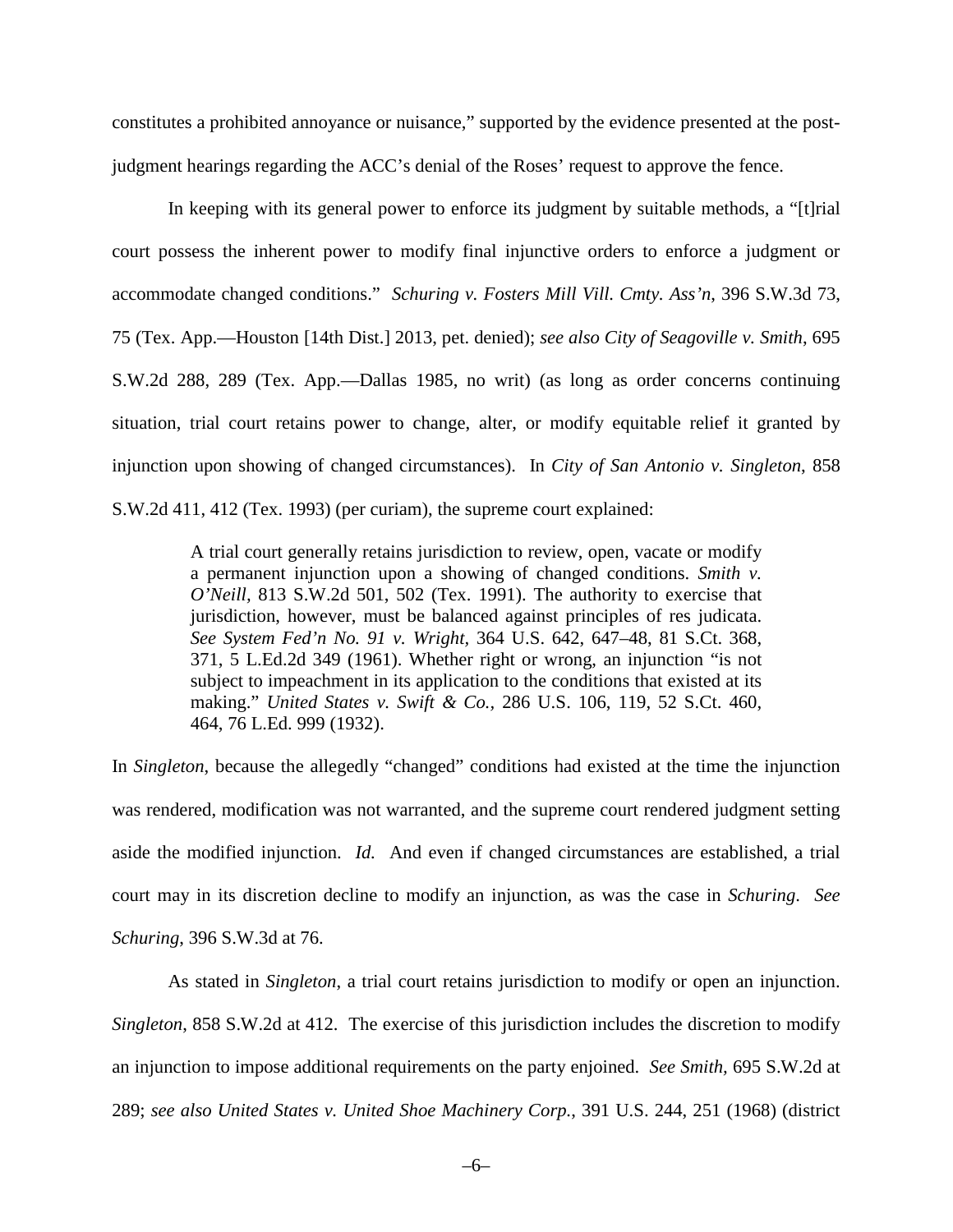constitutes a prohibited annoyance or nuisance," supported by the evidence presented at the post-judgment hearings regarding the ACC's denial of the Roses' request to approve the fence.

In keeping with its general power to enforce its judgment by suitable methods, a "[t]rial court possess the inherent power to modify final injunctive orders to enforce a judgment or accommodate changed conditions." *Schuring v. Fosters Mill Vill. Cmty. Ass'n*, 396 S.W.3d 73, 75 (Tex. App.—Houston [14th Dist.] 2013, pet. denied); *see also City of Seagoville v. Smith*, 695 S.W.2d 288, 289 (Tex. App.—Dallas 1985, no writ) (as long as order concerns continuing situation, trial court retains power to change, alter, or modify equitable relief it granted by injunction upon showing of changed circumstances). In *City of San Antonio v. Singleton*, 858 S.W.2d 411, 412 (Tex. 1993) (per curiam), the supreme court explained:

> A trial court generally retains jurisdiction to review, open, vacate or modify a permanent injunction upon a showing of changed conditions. *Smith v. O'Neill*, 813 S.W.2d 501, 502 (Tex. 1991). The authority to exercise that jurisdiction, however, must be balanced against principles of res judicata. *See System Fed'n No. 91 v. Wright*, 364 U.S. 642, 647–48, 81 S.Ct. 368, 371, 5 L.Ed.2d 349 (1961). Whether right or wrong, an injunction "is not subject to impeachment in its application to the conditions that existed at its making." *United States v. Swift & Co.*, 286 U.S. 106, 119, 52 S.Ct. 460, 464, 76 L.Ed. 999 (1932).

In *Singleton*, because the allegedly "changed" conditions had existed at the time the injunction was rendered, modification was not warranted, and the supreme court rendered judgment setting aside the modified injunction. *Id.* And even if changed circumstances are established, a trial court may in its discretion decline to modify an injunction, as was the case in *Schuring*. *See Schuring*, 396 S.W.3d at 76.

As stated in *Singleton*, a trial court retains jurisdiction to modify or open an injunction. *Singleton*, 858 S.W.2d at 412. The exercise of this jurisdiction includes the discretion to modify an injunction to impose additional requirements on the party enjoined. *See Smith*, 695 S.W.2d at 289; *see also United States v. United Shoe Machinery Corp.*, 391 U.S. 244, 251 (1968) (district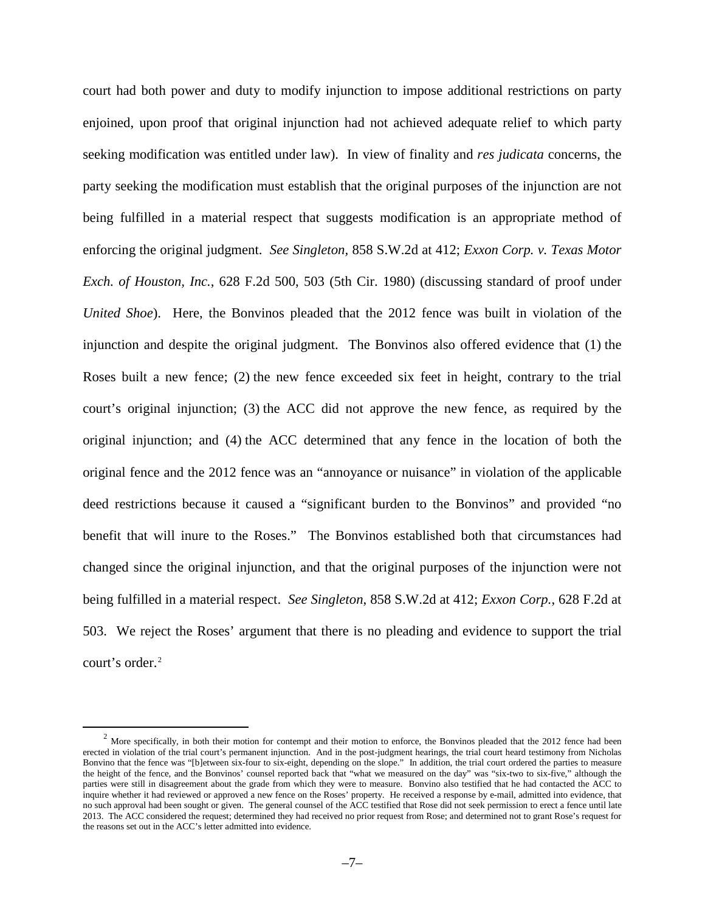court had both power and duty to modify injunction to impose additional restrictions on party enjoined, upon proof that original injunction had not achieved adequate relief to which party seeking modification was entitled under law). In view of finality and *res judicata* concerns, the party seeking the modification must establish that the original purposes of the injunction are not being fulfilled in a material respect that suggests modification is an appropriate method of enforcing the original judgment. *See Singleton*, 858 S.W.2d at 412; *Exxon Corp. v. Texas Motor Exch. of Houston, Inc.*, 628 F.2d 500, 503 (5th Cir. 1980) (discussing standard of proof under *United Shoe*). Here, the Bonvinos pleaded that the 2012 fence was built in violation of the injunction and despite the original judgment. The Bonvinos also offered evidence that (1) the Roses built a new fence; (2) the new fence exceeded six feet in height, contrary to the trial court's original injunction; (3) the ACC did not approve the new fence, as required by the original injunction; and (4) the ACC determined that any fence in the location of both the original fence and the 2012 fence was an "annoyance or nuisance" in violation of the applicable deed restrictions because it caused a "significant burden to the Bonvinos" and provided "no benefit that will inure to the Roses." The Bonvinos established both that circumstances had changed since the original injunction, and that the original purposes of the injunction were not being fulfilled in a material respect. *See Singleton*, 858 S.W.2d at 412; *Exxon Corp.*, 628 F.2d at 503. We reject the Roses' argument that there is no pleading and evidence to support the trial court's order.[2]

---

[2] More specifically, in both their motion for contempt and their motion to enforce, the Bonvinos pleaded that the 2012 fence had been erected in violation of the trial court's permanent injunction. And in the post-judgment hearings, the trial court heard testimony from Nicholas Bonvino that the fence was "[b]etween six-four to six-eight, depending on the slope." In addition, the trial court ordered the parties to measure the height of the fence, and the Bonvinos' counsel reported back that "what we measured on the day" was "six-two to six-five," although the parties were still in disagreement about the grade from which they were to measure. Bonvino also testified that he had contacted the ACC to inquire whether it had reviewed or approved a new fence on the Roses' property. He received a response by e-mail, admitted into evidence, that no such approval had been sought or given. The general counsel of the ACC testified that Rose did not seek permission to erect a fence until late 2013. The ACC considered the request; determined they had received no prior request from Rose; and determined not to grant Rose's request for the reasons set out in the ACC's letter admitted into evidence.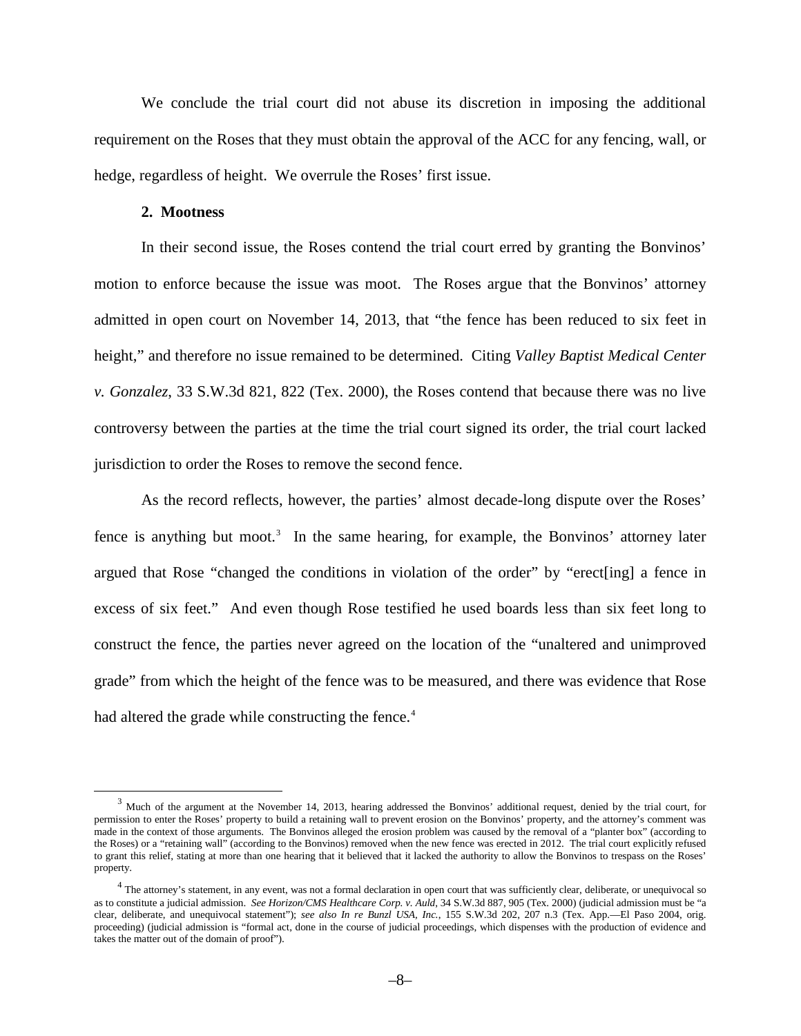We conclude the trial court did not abuse its discretion in imposing the additional requirement on the Roses that they must obtain the approval of the ACC for any fencing, wall, or hedge, regardless of height. We overrule the Roses' first issue.

**2. Mootness**

In their second issue, the Roses contend the trial court erred by granting the Bonvinos' motion to enforce because the issue was moot. The Roses argue that the Bonvinos' attorney admitted in open court on November 14, 2013, that "the fence has been reduced to six feet in height," and therefore no issue remained to be determined. Citing *Valley Baptist Medical Center v. Gonzalez*, 33 S.W.3d 821, 822 (Tex. 2000), the Roses contend that because there was no live controversy between the parties at the time the trial court signed its order, the trial court lacked jurisdiction to order the Roses to remove the second fence.

As the record reflects, however, the parties' almost decade-long dispute over the Roses' fence is anything but moot.[3] In the same hearing, for example, the Bonvinos' attorney later argued that Rose "changed the conditions in violation of the order" by "erect[ing] a fence in excess of six feet." And even though Rose testified he used boards less than six feet long to construct the fence, the parties never agreed on the location of the "unaltered and unimproved grade" from which the height of the fence was to be measured, and there was evidence that Rose had altered the grade while constructing the fence.[4]

---

[3] Much of the argument at the November 14, 2013, hearing addressed the Bonvinos' additional request, denied by the trial court, for permission to enter the Roses' property to build a retaining wall to prevent erosion on the Bonvinos' property, and the attorney's comment was made in the context of those arguments. The Bonvinos alleged the erosion problem was caused by the removal of a "planter box" (according to the Roses) or a "retaining wall" (according to the Bonvinos) removed when the new fence was erected in 2012. The trial court explicitly refused to grant this relief, stating at more than one hearing that it believed that it lacked the authority to allow the Bonvinos to trespass on the Roses' property.

[4] The attorney's statement, in any event, was not a formal declaration in open court that was sufficiently clear, deliberate, or unequivocal so as to constitute a judicial admission. *See Horizon/CMS Healthcare Corp. v. Auld*, 34 S.W.3d 887, 905 (Tex. 2000) (judicial admission must be "a clear, deliberate, and unequivocal statement"); *see also In re Bunzl USA, Inc.*, 155 S.W.3d 202, 207 n.3 (Tex. App.—El Paso 2004, orig. proceeding) (judicial admission is "formal act, done in the course of judicial proceedings, which dispenses with the production of evidence and takes the matter out of the domain of proof").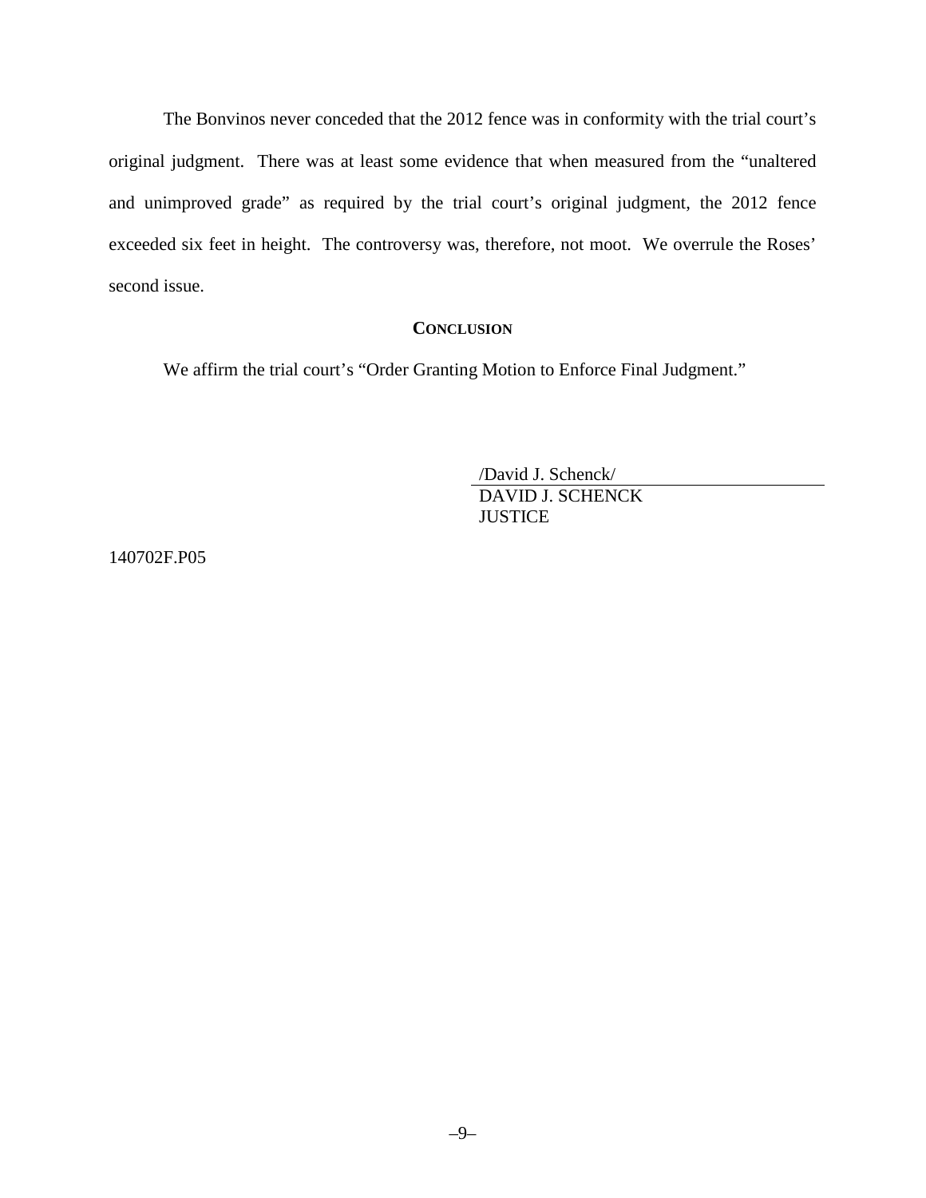The Bonvinos never conceded that the 2012 fence was in conformity with the trial court's original judgment. There was at least some evidence that when measured from the "unaltered and unimproved grade" as required by the trial court's original judgment, the 2012 fence exceeded six feet in height. The controversy was, therefore, not moot. We overrule the Roses' second issue.

## CONCLUSION

We affirm the trial court's "Order Granting Motion to Enforce Final Judgment."

/David J. Schenck/
DAVID J. SCHENCK
JUSTICE

140702F.P05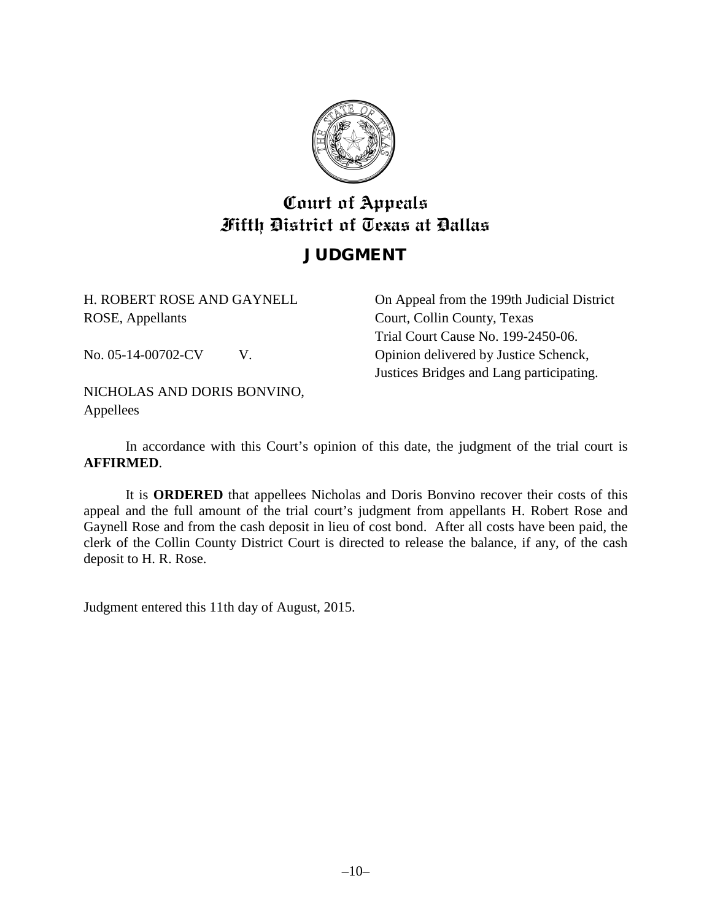# Court of Appeals
# Fifth District of Texas at Dallas

## JUDGMENT

H. ROBERT ROSE AND GAYNELL ROSE, Appellants

No. 05-14-00702-CV V.

NICHOLAS AND DORIS BONVINO, Appellees

On Appeal from the 199th Judicial District Court, Collin County, Texas
Trial Court Cause No. 199-2450-06.
Opinion delivered by Justice Schenck, Justices Bridges and Lang participating.

In accordance with this Court's opinion of this date, the judgment of the trial court is **AFFIRMED**.

It is **ORDERED** that appellees Nicholas and Doris Bonvino recover their costs of this appeal and the full amount of the trial court's judgment from appellants H. Robert Rose and Gaynell Rose and from the cash deposit in lieu of cost bond. After all costs have been paid, the clerk of the Collin County District Court is directed to release the balance, if any, of the cash deposit to H. R. Rose.

Judgment entered this 11th day of August, 2015.